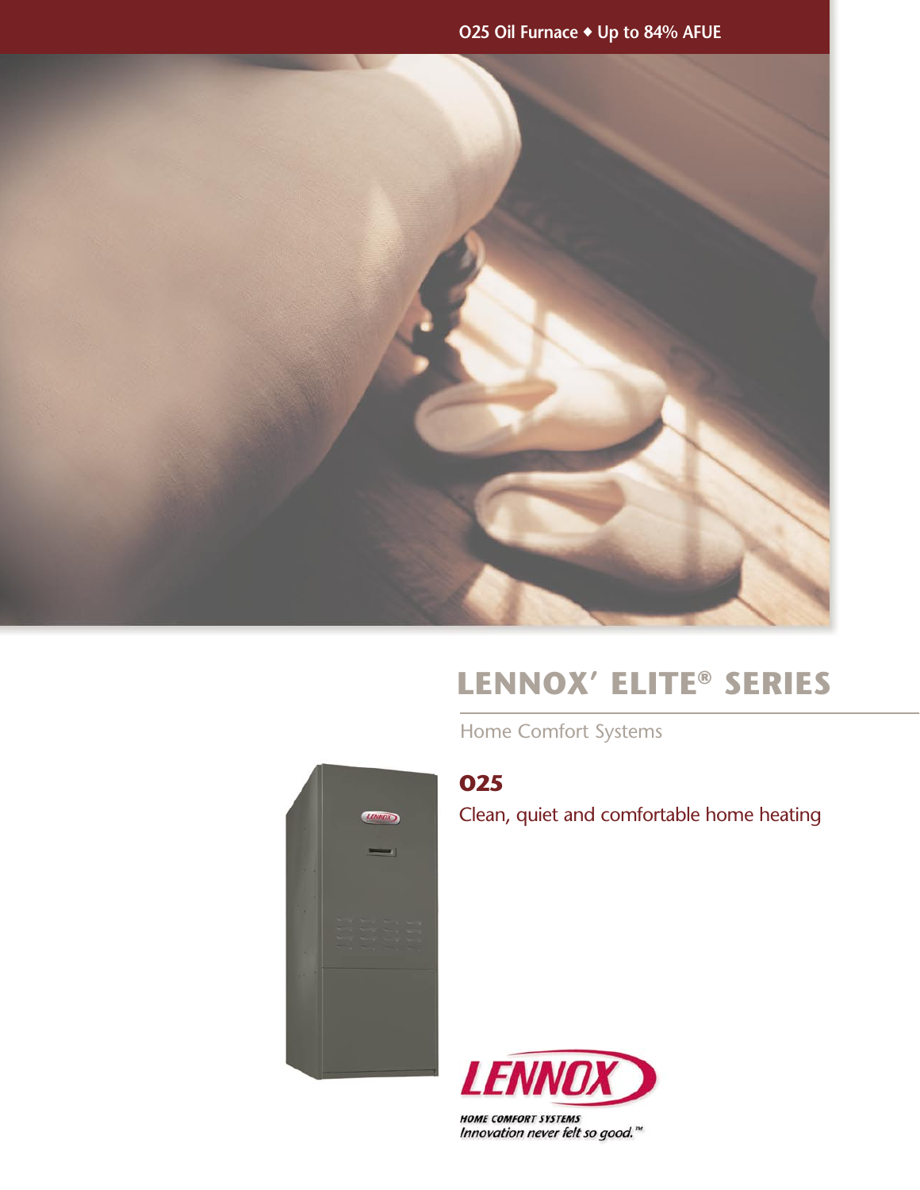O25 Oil Furnace ◆ Up to 84% AFUE

# LENNOX' ELITE® SERIES

Home Comfort Systems

## O25

Clean, quiet and comfortable home heating

LENNOX

HOME COMFORT SYSTEMS

*Innovation never felt so good.*™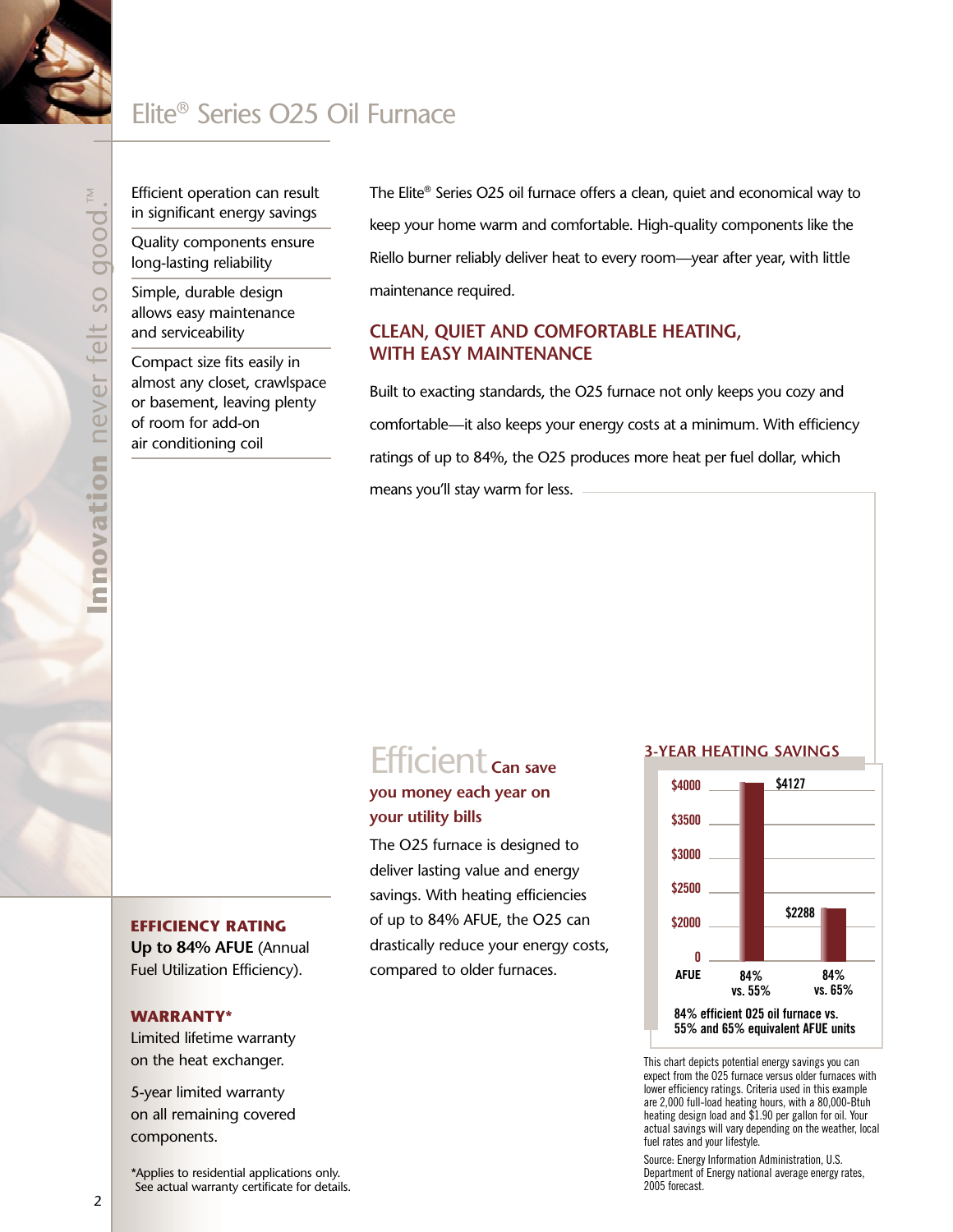# Elite® Series O25 Oil Furnace

*Innovation never felt so good.™*

- Efficient operation can result in significant energy savings
- Quality components ensure long-lasting reliability
- Simple, durable design allows easy maintenance and serviceability
- Compact size fits easily in almost any closet, crawlspace or basement, leaving plenty of room for add-on air conditioning coil

The Elite® Series O25 oil furnace offers a clean, quiet and economical way to keep your home warm and comfortable. High-quality components like the Riello burner reliably deliver heat to every room—year after year, with little maintenance required.

## CLEAN, QUIET AND COMFORTABLE HEATING, WITH EASY MAINTENANCE

Built to exacting standards, the O25 furnace not only keeps you cozy and comfortable—it also keeps your energy costs at a minimum. With efficiency ratings of up to 84%, the O25 produces more heat per fuel dollar, which means you'll stay warm for less.

## Efficient Can save you money each year on your utility bills

The O25 furnace is designed to deliver lasting value and energy savings. With heating efficiencies of up to 84% AFUE, the O25 can drastically reduce your energy costs, compared to older furnaces.

### 3-YEAR HEATING SAVINGS

| AFUE | 84% vs. 55% | 84% vs. 65% |
|---|---|---|
| Savings | $4127 | $2288 |

84% efficient O25 oil furnace vs. 55% and 65% equivalent AFUE units

This chart depicts potential energy savings you can expect from the O25 furnace versus older furnaces with lower efficiency ratings. Criteria used in this example are 2,000 full-load heating hours, with a 80,000-Btuh heating design load and $1.90 per gallon for oil. Your actual savings will vary depending on the weather, local fuel rates and your lifestyle.

Source: Energy Information Administration, U.S. Department of Energy national average energy rates, 2005 forecast.

### EFFICIENCY RATING

**Up to 84% AFUE** (Annual Fuel Utilization Efficiency).

### WARRANTY*

Limited lifetime warranty on the heat exchanger.

5-year limited warranty on all remaining covered components.

*Applies to residential applications only. See actual warranty certificate for details.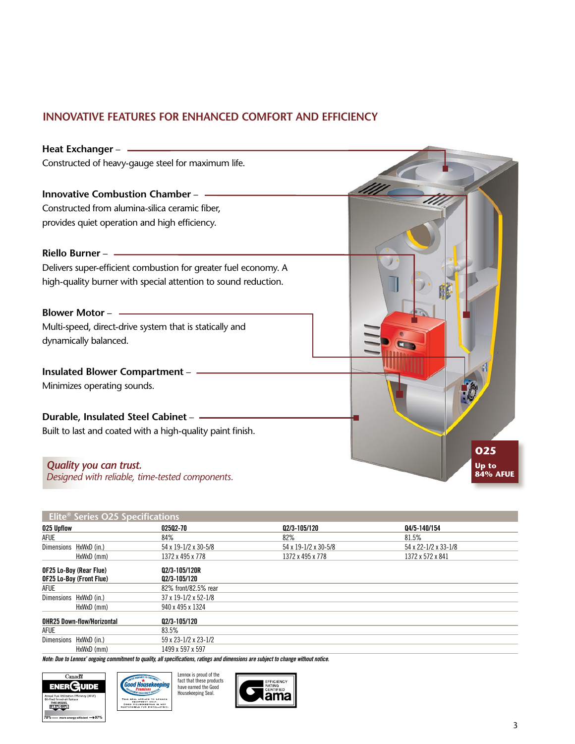## INNOVATIVE FEATURES FOR ENHANCED COMFORT AND EFFICIENCY

**Heat Exchanger** –
Constructed of heavy-gauge steel for maximum life.

**Innovative Combustion Chamber** –
Constructed from alumina-silica ceramic fiber, provides quiet operation and high efficiency.

**Riello Burner** –
Delivers super-efficient combustion for greater fuel economy. A high-quality burner with special attention to sound reduction.

**Blower Motor** –
Multi-speed, direct-drive system that is statically and dynamically balanced.

**Insulated Blower Compartment** –
Minimizes operating sounds.

**Durable, Insulated Steel Cabinet** –
Built to last and coated with a high-quality paint finish.

***Quality you can trust.***
*Designed with reliable, time-tested components.*

**O25**
**Up to 84% AFUE**

### Elite® Series O25 Specifications

| **O25 Upflow** | **O25Q2-70** | **Q2/3-105/120** | **Q4/5-140/154** |
|---|---|---|---|
| AFUE | 84% | 82% | 81.5% |
| Dimensions HxWxD (in.) | 54 x 19-1/2 x 30-5/8 | 54 x 19-1/2 x 30-5/8 | 54 x 22-1/2 x 33-1/8 |
| HxWxD (mm) | 1372 x 495 x 778 | 1372 x 495 x 778 | 1372 x 572 x 841 |
| **OF25 Lo-Boy (Rear Flue)** | **Q2/3-105/120R** | | |
| **OF25 Lo-Boy (Front Flue)** | **Q2/3-105/120** | | |
| AFUE | 82% front/82.5% rear | | |
| Dimensions HxWxD (in.) | 37 x 19-1/2 x 52-1/8 | | |
| HxWxD (mm) | 940 x 495 x 1324 | | |
| **OHR25 Down-flow/Horizontal** | **Q2/3-105/120** | | |
| AFUE | 83.5% | | |
| Dimensions HxWxD (in.) | 59 x 23-1/2 x 23-1/2 | | |
| HxWxD (mm) | 1499 x 597 x 597 | | |

***Note: Due to Lennox' ongoing commitment to quality, all specifications, ratings and dimensions are subject to change without notice.***

Canada ENERGUIDE — Annual Fuel Utilization Efficiency (AFUE) Oil-fired forced-air furnace — THIS MODEL 81.5%–84% — 78% — more energy-efficient → 97%

Good Housekeeping Promises — This seal applies to Lennox equipment only. Good Housekeeping is not responsible for installation.

Lennox is proud of the fact that these products have earned the Good Housekeeping Seal.

GAMA Efficiency Rating Certified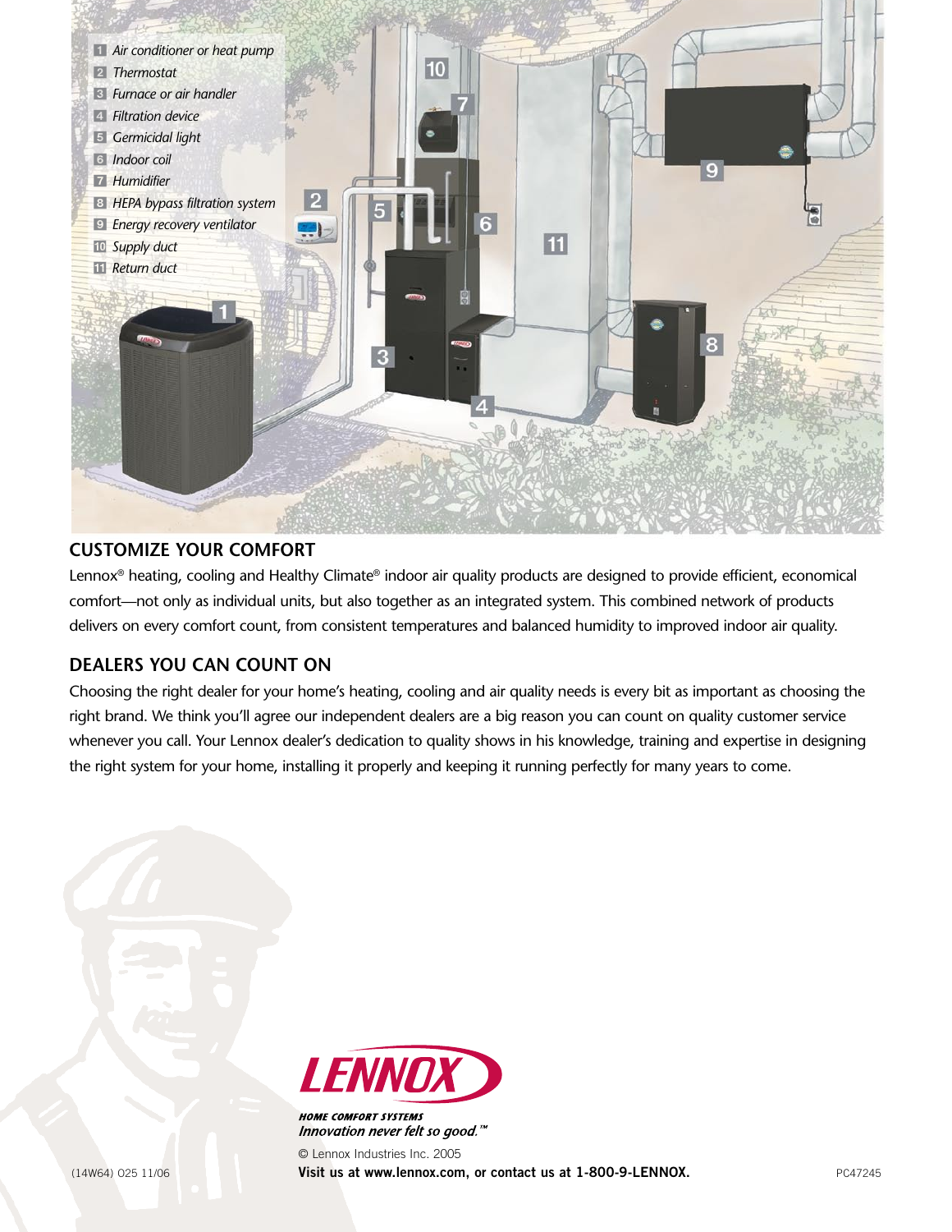1. Air conditioner or heat pump
2. Thermostat
3. Furnace or air handler
4. Filtration device
5. Germicidal light
6. Indoor coil
7. Humidifier
8. HEPA bypass filtration system
9. Energy recovery ventilator
10. Supply duct
11. Return duct

## CUSTOMIZE YOUR COMFORT

Lennox® heating, cooling and Healthy Climate® indoor air quality products are designed to provide efficient, economical comfort—not only as individual units, but also together as an integrated system. This combined network of products delivers on every comfort count, from consistent temperatures and balanced humidity to improved indoor air quality.

## DEALERS YOU CAN COUNT ON

Choosing the right dealer for your home's heating, cooling and air quality needs is every bit as important as choosing the right brand. We think you'll agree our independent dealers are a big reason you can count on quality customer service whenever you call. Your Lennox dealer's dedication to quality shows in his knowledge, training and expertise in designing the right system for your home, installing it properly and keeping it running perfectly for many years to come.

LENNOX

HOME COMFORT SYSTEMS

*Innovation never felt so good.*™

© Lennox Industries Inc. 2005

**Visit us at www.lennox.com, or contact us at 1-800-9-LENNOX.**

(14W64) 025 11/06

PC47245